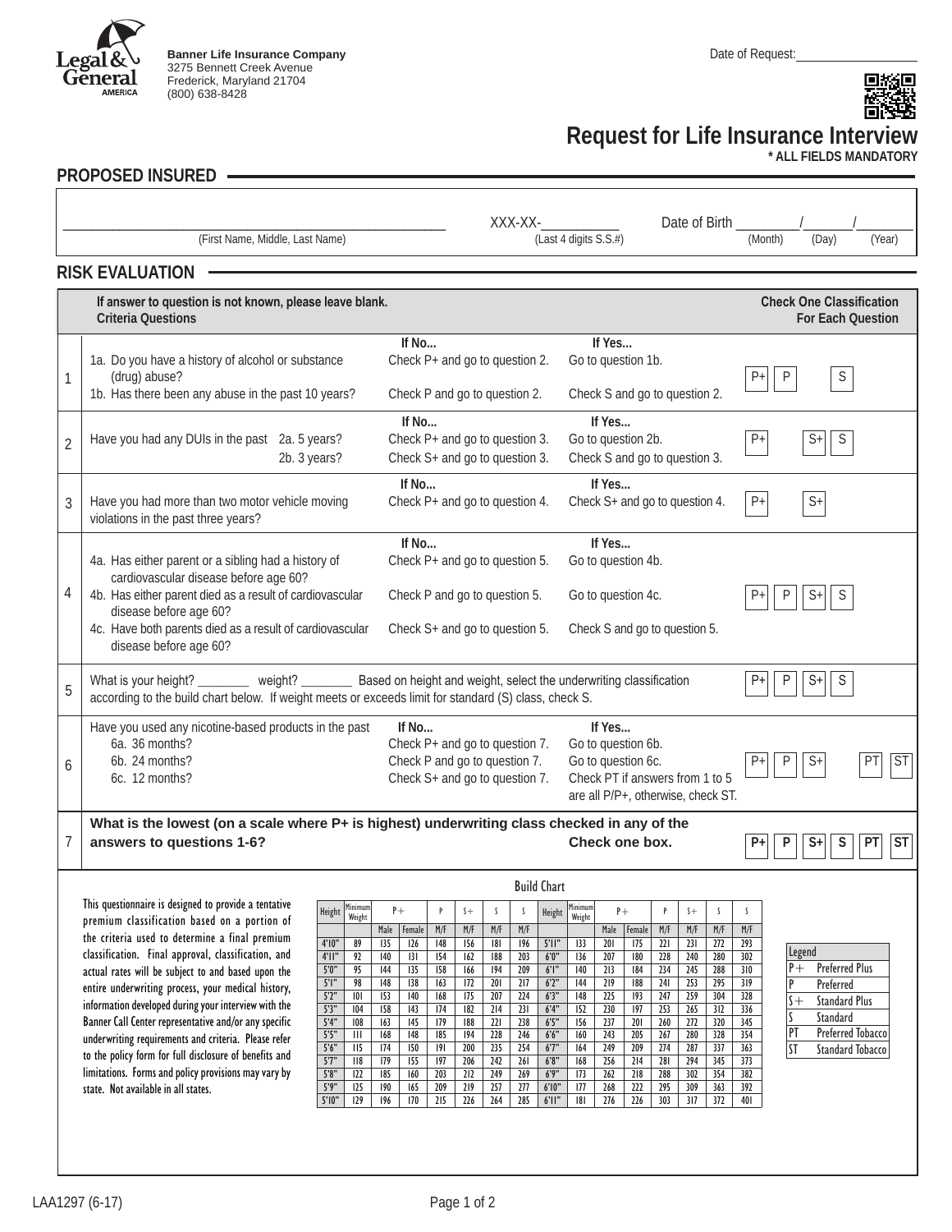Legal & General AMERICA

**Banner Life Insurance Company**
3275 Bennett Creek Avenue
Frederick, Maryland 21704
(800) 638-8428

Date of Request:_________________

# Request for Life Insurance Interview

**\* ALL FIELDS MANDATORY**

## PROPOSED INSURED

_____________________________________________ (First Name, Middle, Last Name)

XXX-XX-___________ (Last 4 digits S.S.#)

Date of Birth ________/______/_______ (Month) (Day) (Year)

## RISK EVALUATION

| | **If answer to question is not known, please leave blank. Criteria Questions** | | | **Check One Classification For Each Question** |
|---|---|---|---|---|
| | | **If No...** | **If Yes...** | |
| 1 | 1a. Do you have a history of alcohol or substance (drug) abuse? | Check P+ and go to question 2. | Go to question 1b. | P+ / P / S |
| | 1b. Has there been any abuse in the past 10 years? | Check P and go to question 2. | Check S and go to question 2. | |
| | | **If No...** | **If Yes...** | |
| 2 | Have you had any DUIs in the past 2a. 5 years? | Check P+ and go to question 3. | Go to question 2b. | P+ / S+ / S |
| | 2b. 3 years? | Check S+ and go to question 3. | Check S and go to question 3. | |
| | | **If No...** | **If Yes...** | |
| 3 | Have you had more than two motor vehicle moving violations in the past three years? | Check P+ and go to question 4. | Check S+ and go to question 4. | P+ / S+ |
| | | **If No...** | **If Yes...** | |
| 4 | 4a. Has either parent or a sibling had a history of cardiovascular disease before age 60? | Check P+ and go to question 5. | Go to question 4b. | P+ / P / S+ / S |
| | 4b. Has either parent died as a result of cardiovascular disease before age 60? | Check P and go to question 5. | Go to question 4c. | |
| | 4c. Have both parents died as a result of cardiovascular disease before age 60? | Check S+ and go to question 5. | Check S and go to question 5. | |
| 5 | What is your height? ________ weight? ________ Based on height and weight, select the underwriting classification according to the build chart below. If weight meets or exceeds limit for standard (S) class, check S. | | | P+ / P / S+ / S |
| | | **If No...** | **If Yes...** | |
| 6 | Have you used any nicotine-based products in the past 6a. 36 months? | Check P+ and go to question 7. | Go to question 6b. | P+ / P / S+ / PT / ST |
| | 6b. 24 months? | Check P and go to question 7. | Go to question 6c. | |
| | 6c. 12 months? | Check S+ and go to question 7. | Check PT if answers from 1 to 5 are all P/P+, otherwise, check ST. | |
| 7 | **What is the lowest (on a scale where P+ is highest) underwriting class checked in any of the answers to questions 1-6?** | | **Check one box.** | **P+ / P / S+ / S / PT / ST** |

This questionnaire is designed to provide a tentative premium classification based on a portion of the criteria used to determine a final premium classification. Final approval, classification, and actual rates will be subject to and based upon the entire underwriting process, your medical history, information developed during your interview with the Banner Call Center representative and/or any specific underwriting requirements and criteria. Please refer to the policy form for full disclosure of benefits and limitations. Forms and policy provisions may vary by state. Not available in all states.

**Build Chart**

| Height | Minimum Weight | P+ | | P | S+ | S | S | Height | Minimum Weight | P+ | | P | S+ | S | S |
|---|---|---|---|---|---|---|---|---|---|---|---|---|---|---|---|
| | | Male | Female | M/F | M/F | M/F | M/F | | | Male | Female | M/F | M/F | M/F | M/F |
| 4'10" | 89 | 135 | 126 | 148 | 156 | 181 | 196 | 5'11" | 133 | 201 | 175 | 221 | 231 | 272 | 293 |
| 4'11" | 92 | 140 | 131 | 154 | 162 | 188 | 203 | 6'0" | 136 | 207 | 180 | 228 | 240 | 280 | 302 |
| 5'0" | 95 | 144 | 135 | 158 | 166 | 194 | 209 | 6'1" | 140 | 213 | 184 | 234 | 245 | 288 | 310 |
| 5'1" | 98 | 148 | 138 | 163 | 172 | 201 | 217 | 6'2" | 144 | 219 | 188 | 241 | 253 | 295 | 319 |
| 5'2" | 101 | 153 | 140 | 168 | 175 | 207 | 224 | 6'3" | 148 | 225 | 193 | 247 | 259 | 304 | 328 |
| 5'3" | 104 | 158 | 143 | 174 | 182 | 214 | 231 | 6'4" | 152 | 230 | 197 | 253 | 265 | 312 | 336 |
| 5'4" | 108 | 163 | 145 | 179 | 188 | 221 | 238 | 6'5" | 156 | 237 | 201 | 260 | 272 | 320 | 345 |
| 5'5" | 111 | 168 | 148 | 185 | 194 | 228 | 246 | 6'6" | 160 | 243 | 205 | 267 | 280 | 328 | 354 |
| 5'6" | 115 | 174 | 150 | 191 | 200 | 235 | 254 | 6'7" | 164 | 249 | 209 | 274 | 287 | 337 | 363 |
| 5'7" | 118 | 179 | 155 | 197 | 206 | 242 | 261 | 6'8" | 168 | 256 | 214 | 281 | 294 | 345 | 373 |
| 5'8" | 122 | 185 | 160 | 203 | 212 | 249 | 269 | 6'9" | 173 | 262 | 218 | 288 | 302 | 354 | 382 |
| 5'9" | 125 | 190 | 165 | 209 | 219 | 257 | 277 | 6'10" | 177 | 268 | 222 | 295 | 309 | 363 | 392 |
| 5'10" | 129 | 196 | 170 | 215 | 226 | 264 | 285 | 6'11" | 181 | 276 | 226 | 303 | 317 | 372 | 401 |

| Legend | |
|---|---|
| P+ | Preferred Plus |
| P | Preferred |
| S+ | Standard Plus |
| S | Standard |
| PT | Preferred Tobacco |
| ST | Standard Tobacco |

LAA1297 (6-17)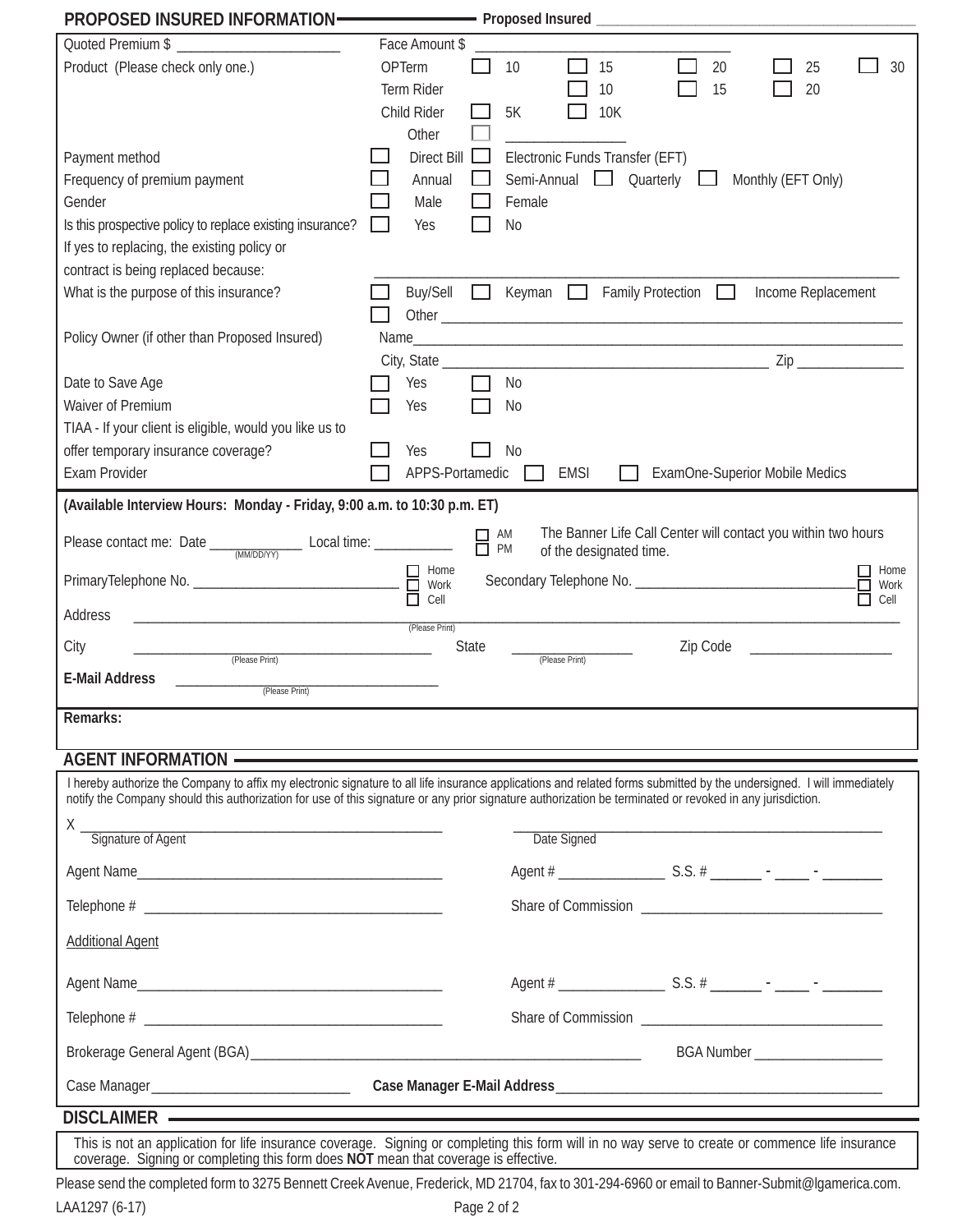## PROPOSED INSURED INFORMATION

Proposed Insured ______________________________

| | |
|---|---|
| Quoted Premium $ ____________________ | Face Amount $ ______________________________ |
| Product (Please check only one.) | OPTerm ☐ 10 ☐ 15 ☐ 20 ☐ 25 ☐ 30 |
| | Term Rider ☐ 10 ☐ 15 ☐ 20 |
| | Child Rider ☐ 5K ☐ 10K |
| | Other ☐ ______________ |
| Payment method | ☐ Direct Bill ☐ Electronic Funds Transfer (EFT) |
| Frequency of premium payment | ☐ Annual ☐ Semi-Annual ☐ Quarterly ☐ Monthly (EFT Only) |
| Gender | ☐ Male ☐ Female |
| Is this prospective policy to replace existing insurance? | ☐ Yes ☐ No |
| If yes to replacing, the existing policy or contract is being replaced because: | ______________________________ |
| What is the purpose of this insurance? | ☐ Buy/Sell ☐ Keyman ☐ Family Protection ☐ Income Replacement |
| | ☐ Other ______________________________ |
| Policy Owner (if other than Proposed Insured) | Name______________________________ |
| | City, State ______________________________ Zip ______________ |
| Date to Save Age | ☐ Yes ☐ No |
| Waiver of Premium | ☐ Yes ☐ No |
| TIAA - If your client is eligible, would you like us to offer temporary insurance coverage? | ☐ Yes ☐ No |
| Exam Provider | ☐ APPS-Portamedic ☐ EMSI ☐ ExamOne-Superior Mobile Medics |

**(Available Interview Hours: Monday - Friday, 9:00 a.m. to 10:30 p.m. ET)**

Please contact me: Date ____________ (MM/DD/YY) Local time: __________ ☐ AM ☐ PM The Banner Life Call Center will contact you within two hours of the designated time.

PrimaryTelephone No. ____________________________ ☐ Home ☐ Work ☐ Cell Secondary Telephone No. ____________________________ ☐ Home ☐ Work ☐ Cell

Address ______________________________ (Please Print)

City ______________________ (Please Print) State ______________ (Please Print) Zip Code ______________

**E-Mail Address** ______________________ (Please Print)

**Remarks:**

## AGENT INFORMATION

I hereby authorize the Company to affix my electronic signature to all life insurance applications and related forms submitted by the undersigned. I will immediately notify the Company should this authorization for use of this signature or any prior signature authorization be terminated or revoked in any jurisdiction.

X ______________________________ Signature of Agent ______________________________ Date Signed

Agent Name______________________________ Agent # ______________ S.S. # _______ - _____ - ________

Telephone # ______________________________ Share of Commission ______________________________

Additional Agent

Agent Name______________________________ Agent # ______________ S.S. # _______ - _____ - ________

Telephone # ______________________________ Share of Commission ______________________________

Brokerage General Agent (BGA)______________________________ BGA Number ________________

Case Manager________________________ **Case Manager E-Mail Address**______________________________

## DISCLAIMER

This is not an application for life insurance coverage. Signing or completing this form will in no way serve to create or commence life insurance coverage. Signing or completing this form does **NOT** mean that coverage is effective.

Please send the completed form to 3275 Bennett Creek Avenue, Frederick, MD 21704, fax to 301-294-6960 or email to Banner-Submit@lgamerica.com.

LAA1297 (6-17)